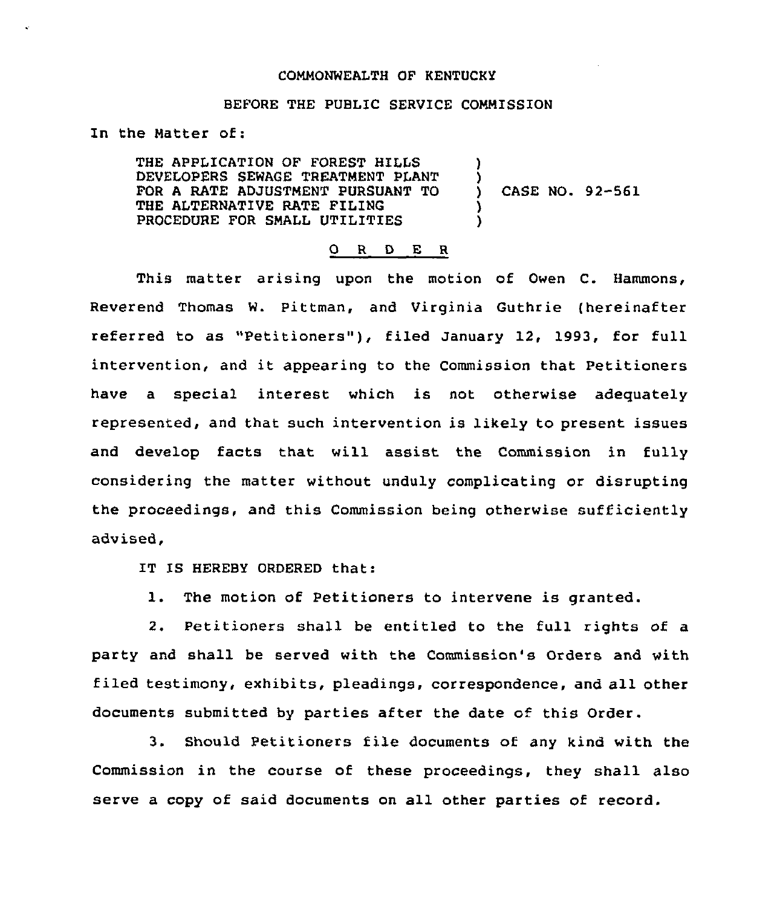COMMONWEALTH OF KENTUCKY

BEFORE THE PUBLIC SERVICE COMMISSION

In the Matter of:

THE APPLICATION OF FOREST HILLS DEVELOPERS SEWAGE TREATMENT PLANT FOR A RATE ADJUSTMENT PURSUANT TO THE ALTERNATIVE RATE FILING PROCEDURE FOR SMALL UTILITIES ) CASE NO. 92-561

# O R D E R

This matter arising upon the motion of Owen C. Hammons, Reverend Thomas W. Pittman, and Virginia Guthrie (hereinafter referred to as "Petitioners"), filed January 12, 1993, for full intervention, and it appearing to the Commission that Petitioners have a special interest which is not otherwise adequately represented, and that such intervention is likely to present issues and develop facts that will assist the Commission in fully considering the matter without unduly complicating or disrupting the proceedings, and this Commission being otherwise sufficiently advised,

IT IS HEREBY ORDERED that:

1. The motion of Petitioners to intervene is granted.

2. Petitioners shall be entitled to the full rights of a party and shall be served with the Commission's Orders and with filed testimony, exhibits, pleadings, correspondence, and all other documents submitted by parties after the date of this Order.

3. Should Petitioners file documents of any kind with the Commission in the course of these proceedings, they shall also serve a copy of said documents on all other parties of record.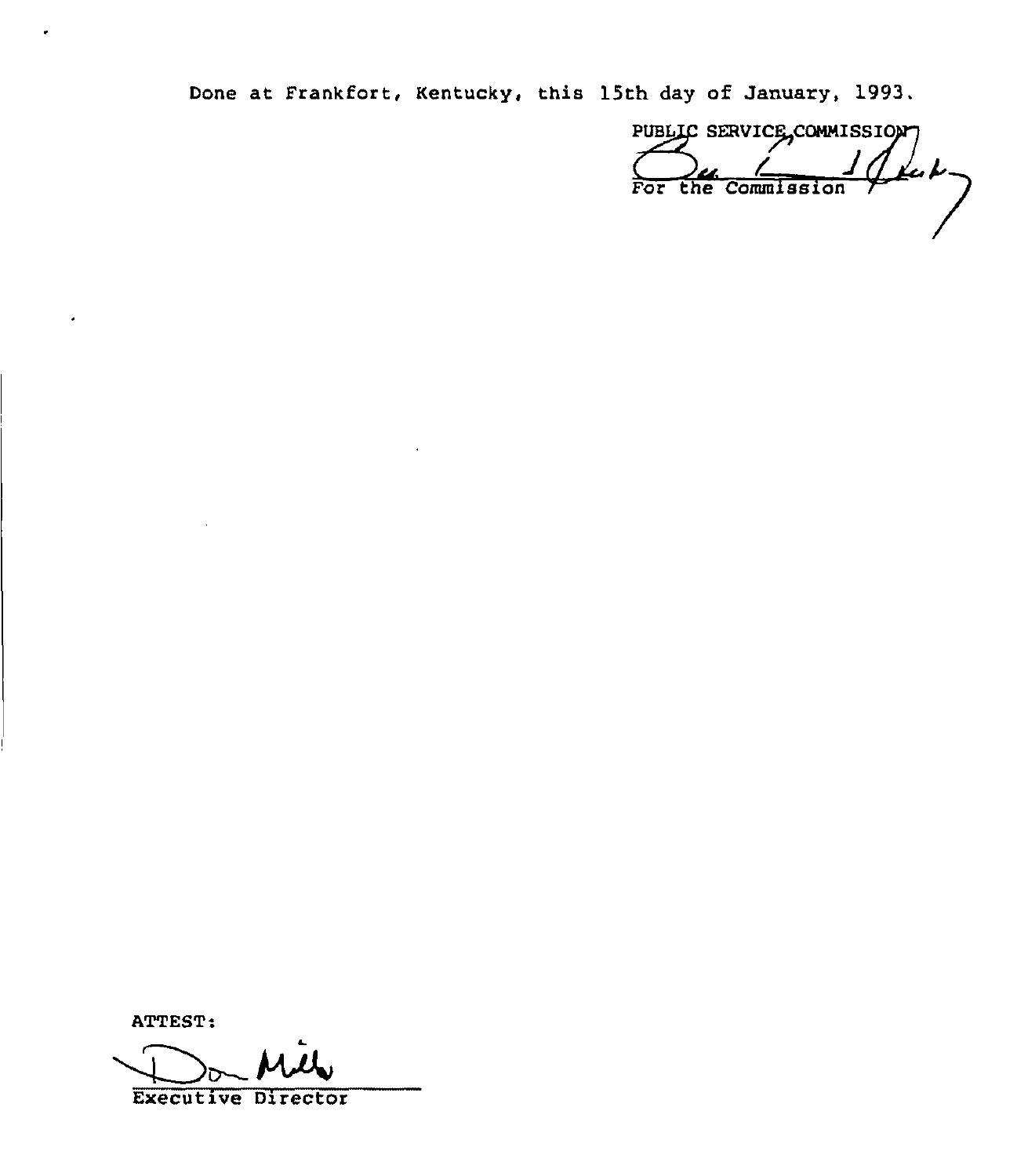Done at Frankfort, Kentucky, this 15th day of January, 1993.

PUBLIC SERVICE COMMISSION

For the Commission

ATTEST:

Executive Director